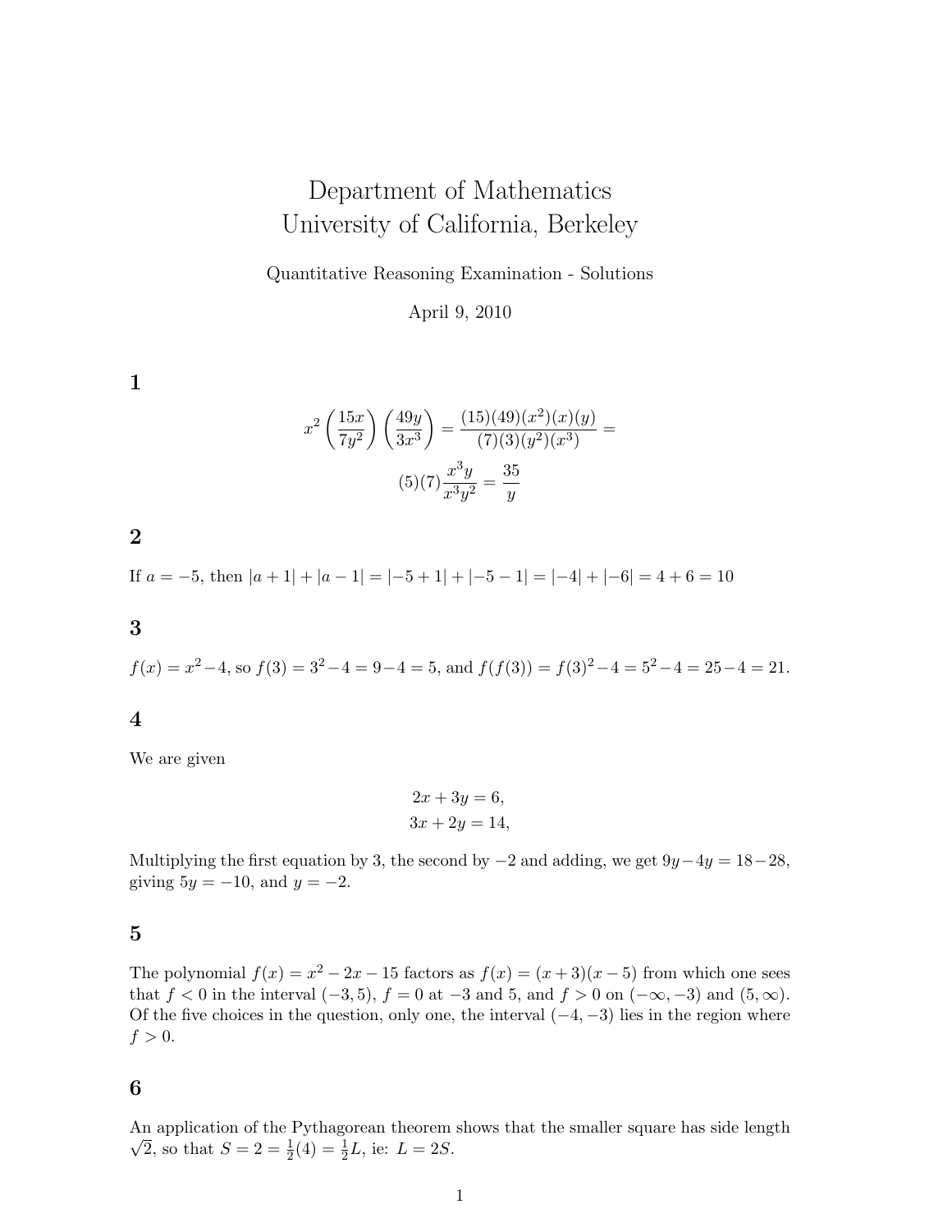# Department of Mathematics
# University of California, Berkeley

Quantitative Reasoning Examination - Solutions

April 9, 2010

## 1

$$x^2\left(\frac{15x}{7y^2}\right)\left(\frac{49y}{3x^3}\right) = \frac{(15)(49)(x^2)(x)(y)}{(7)(3)(y^2)(x^3)} =$$

$$(5)(7)\frac{x^3y}{x^3y^2} = \frac{35}{y}$$

## 2

If $a = -5$, then $|a+1| + |a-1| = |-5+1| + |-5-1| = |-4| + |-6| = 4 + 6 = 10$

## 3

$f(x) = x^2 - 4$, so $f(3) = 3^2 - 4 = 9 - 4 = 5$, and $f(f(3)) = f(3)^2 - 4 = 5^2 - 4 = 25 - 4 = 21$.

## 4

We are given

$$2x + 3y = 6,$$
$$3x + 2y = 14,$$

Multiplying the first equation by 3, the second by $-2$ and adding, we get $9y - 4y = 18 - 28$, giving $5y = -10$, and $y = -2$.

## 5

The polynomial $f(x) = x^2 - 2x - 15$ factors as $f(x) = (x+3)(x-5)$ from which one sees that $f < 0$ in the interval $(-3, 5)$, $f = 0$ at $-3$ and 5, and $f > 0$ on $(-\infty, -3)$ and $(5, \infty)$. Of the five choices in the question, only one, the interval $(-4, -3)$ lies in the region where $f > 0$.

## 6

An application of the Pythagorean theorem shows that the smaller square has side length $\sqrt{2}$, so that $S = 2 = \frac{1}{2}(4) = \frac{1}{2}L$, ie: $L = 2S$.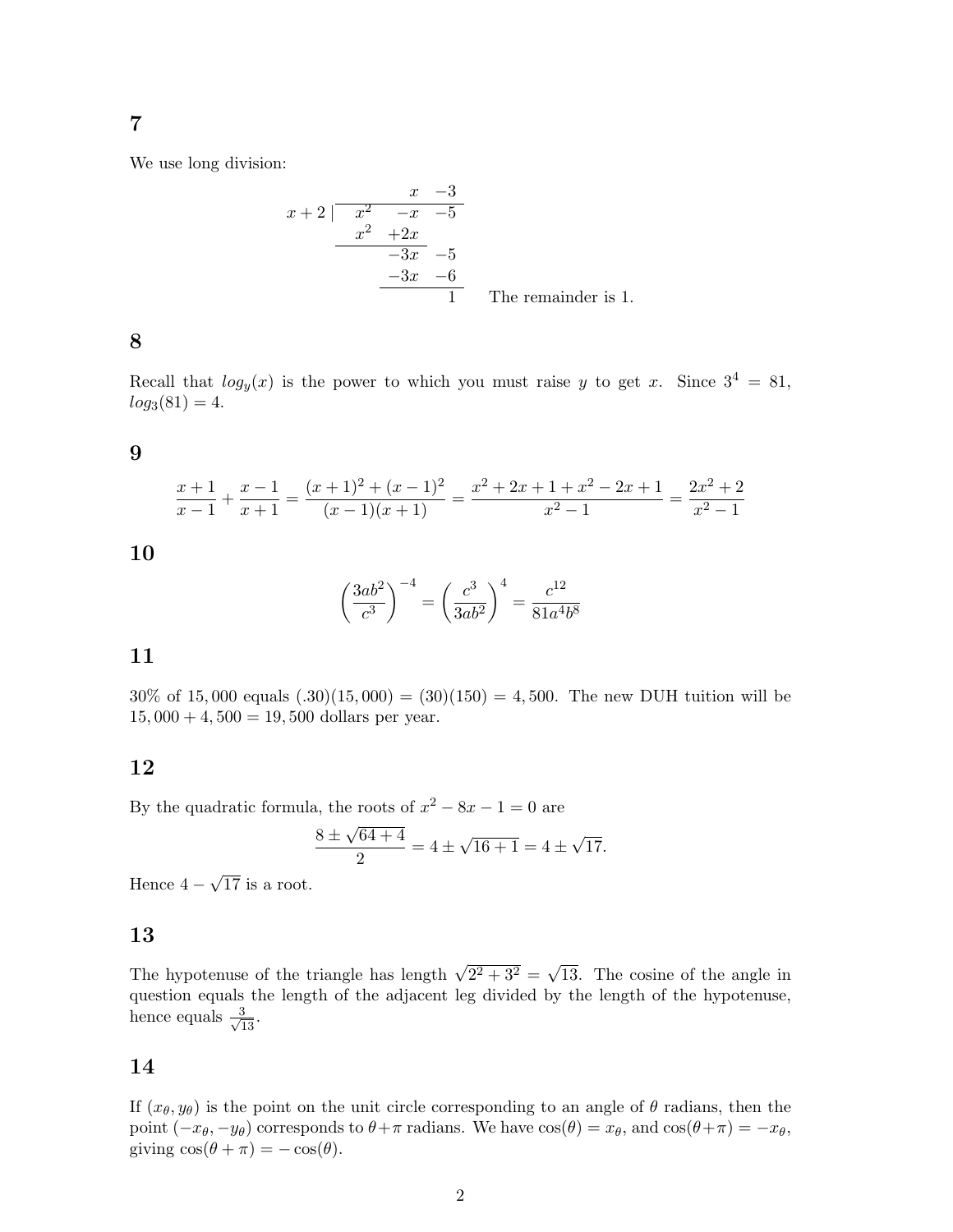## 7

We use long division:

$$
\begin{array}{r|rrr}
 & & x & -3 \\
\hline
x+2 & x^2 & -x & -5 \\
 & x^2 & +2x & \\
\hline
 & & -3x & -5 \\
 & & -3x & -6 \\
\hline
 & & & 1
\end{array}
$$

The remainder is 1.

## 8

Recall that $log_y(x)$ is the power to which you must raise $y$ to get $x$. Since $3^4 = 81$, $log_3(81) = 4$.

## 9

$$\frac{x+1}{x-1} + \frac{x-1}{x+1} = \frac{(x+1)^2 + (x-1)^2}{(x-1)(x+1)} = \frac{x^2+2x+1+x^2-2x+1}{x^2-1} = \frac{2x^2+2}{x^2-1}$$

## 10

$$\left(\frac{3ab^2}{c^3}\right)^{-4} = \left(\frac{c^3}{3ab^2}\right)^4 = \frac{c^{12}}{81a^4b^8}$$

## 11

30% of 15,000 equals $(.30)(15,000) = (30)(150) = 4,500$. The new DUH tuition will be $15,000 + 4,500 = 19,500$ dollars per year.

## 12

By the quadratic formula, the roots of $x^2 - 8x - 1 = 0$ are

$$\frac{8 \pm \sqrt{64+4}}{2} = 4 \pm \sqrt{16+1} = 4 \pm \sqrt{17}.$$

Hence $4 - \sqrt{17}$ is a root.

## 13

The hypotenuse of the triangle has length $\sqrt{2^2+3^2} = \sqrt{13}$. The cosine of the angle in question equals the length of the adjacent leg divided by the length of the hypotenuse, hence equals $\frac{3}{\sqrt{13}}$.

## 14

If $(x_\theta, y_\theta)$ is the point on the unit circle corresponding to an angle of $\theta$ radians, then the point $(-x_\theta, -y_\theta)$ corresponds to $\theta+\pi$ radians. We have $\cos(\theta) = x_\theta$, and $\cos(\theta+\pi) = -x_\theta$, giving $\cos(\theta+\pi) = -\cos(\theta)$.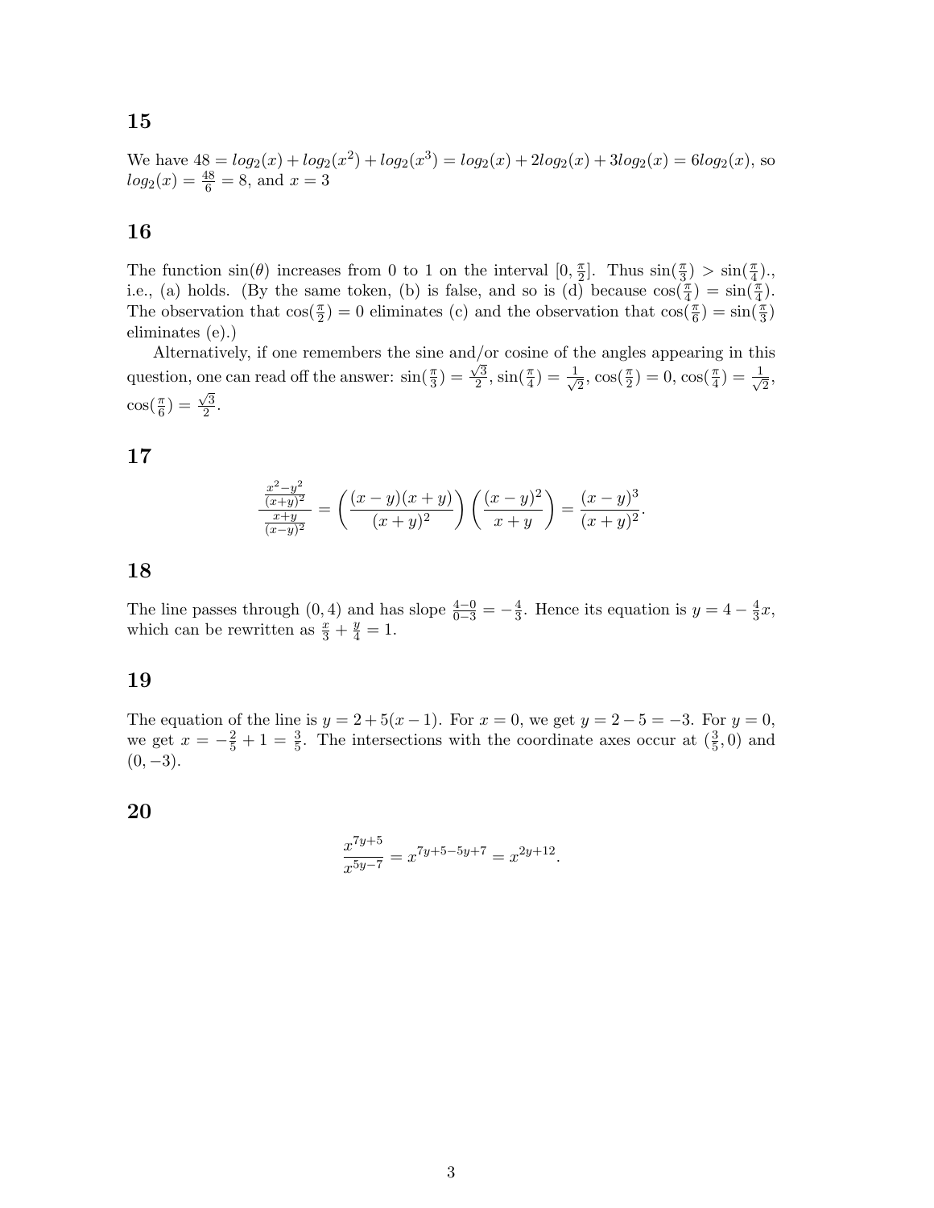## 15

We have $48 = log_2(x) + log_2(x^2) + log_2(x^3) = log_2(x) + 2log_2(x) + 3log_2(x) = 6log_2(x)$, so $log_2(x) = \frac{48}{6} = 8$, and $x = 3$

## 16

The function $\sin(\theta)$ increases from 0 to 1 on the interval $[0, \frac{\pi}{2}]$. Thus $\sin(\frac{\pi}{3}) > \sin(\frac{\pi}{4})$., i.e., (a) holds. (By the same token, (b) is false, and so is (d) because $\cos(\frac{\pi}{4}) = \sin(\frac{\pi}{4})$. The observation that $\cos(\frac{\pi}{2}) = 0$ eliminates (c) and the observation that $\cos(\frac{\pi}{6}) = \sin(\frac{\pi}{3})$ eliminates (e).)

Alternatively, if one remembers the sine and/or cosine of the angles appearing in this question, one can read off the answer: $\sin(\frac{\pi}{3}) = \frac{\sqrt{3}}{2}$, $\sin(\frac{\pi}{4}) = \frac{1}{\sqrt{2}}$, $\cos(\frac{\pi}{2}) = 0$, $\cos(\frac{\pi}{4}) = \frac{1}{\sqrt{2}}$, $\cos(\frac{\pi}{6}) = \frac{\sqrt{3}}{2}$.

## 17

$$\frac{\frac{x^2-y^2}{(x+y)^2}}{\frac{x+y}{(x-y)^2}} = \left(\frac{(x-y)(x+y)}{(x+y)^2}\right)\left(\frac{(x-y)^2}{x+y}\right) = \frac{(x-y)^3}{(x+y)^2}.$$

## 18

The line passes through $(0, 4)$ and has slope $\frac{4-0}{0-3} = -\frac{4}{3}$. Hence its equation is $y = 4 - \frac{4}{3}x$, which can be rewritten as $\frac{x}{3} + \frac{y}{4} = 1$.

## 19

The equation of the line is $y = 2 + 5(x - 1)$. For $x = 0$, we get $y = 2 - 5 = -3$. For $y = 0$, we get $x = -\frac{2}{5} + 1 = \frac{3}{5}$. The intersections with the coordinate axes occur at $(\frac{3}{5}, 0)$ and $(0, -3)$.

## 20

$$\frac{x^{7y+5}}{x^{5y-7}} = x^{7y+5-5y+7} = x^{2y+12}.$$